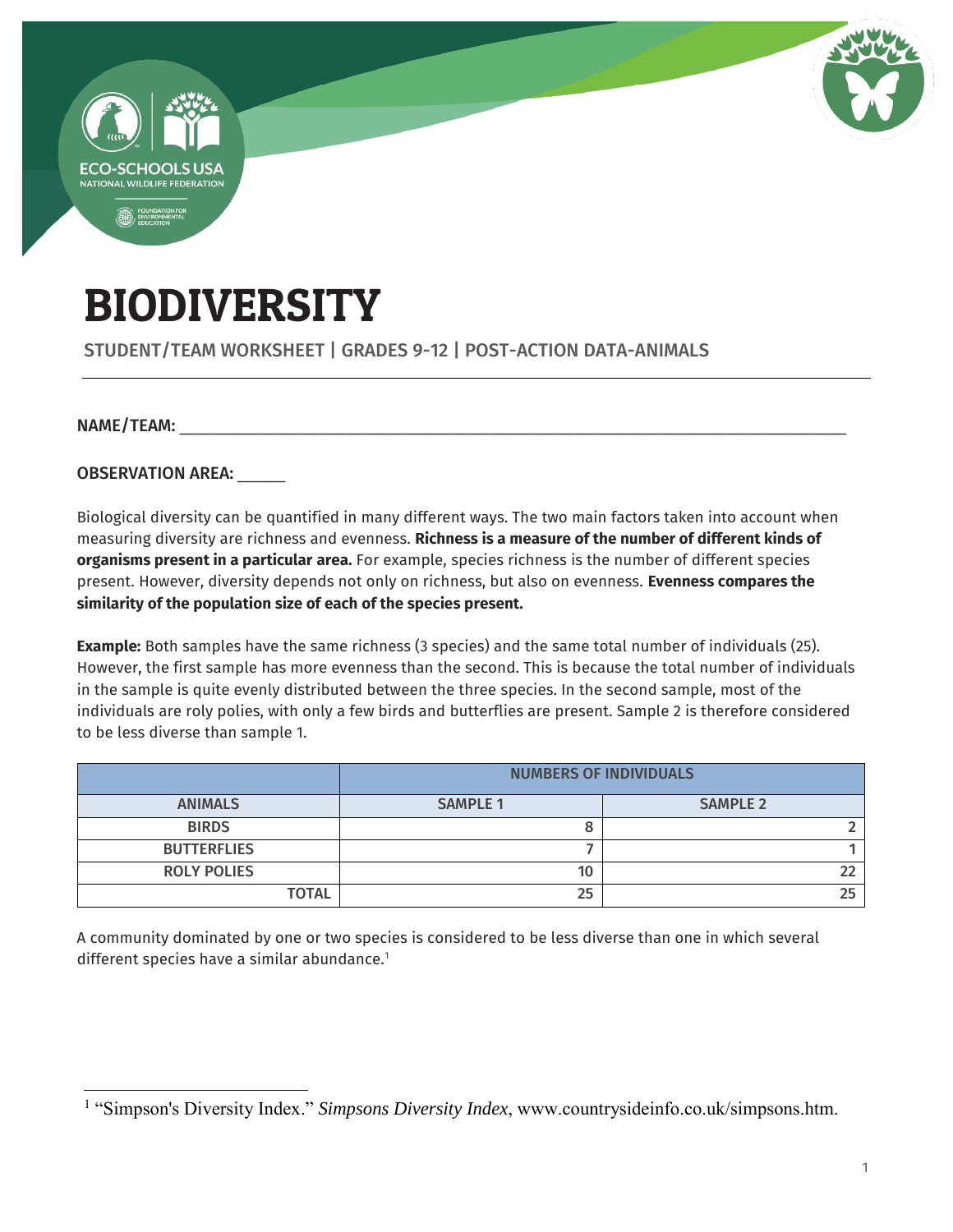# BIODIVERSITY

STUDENT/TEAM WORKSHEET | GRADES 9-12 | POST-ACTION DATA-ANIMALS

NAME/TEAM: ___________________________________________________________________________

OBSERVATION AREA: _____

Biological diversity can be quantified in many different ways. The two main factors taken into account when measuring diversity are richness and evenness. **Richness is a measure of the number of different kinds of organisms present in a particular area.** For example, species richness is the number of different species present. However, diversity depends not only on richness, but also on evenness. **Evenness compares the similarity of the population size of each of the species present.**

**Example:** Both samples have the same richness (3 species) and the same total number of individuals (25). However, the first sample has more evenness than the second. This is because the total number of individuals in the sample is quite evenly distributed between the three species. In the second sample, most of the individuals are roly polies, with only a few birds and butterflies are present. Sample 2 is therefore considered to be less diverse than sample 1.

| | NUMBERS OF INDIVIDUALS | |
|---|---|---|
| **ANIMALS** | **SAMPLE 1** | **SAMPLE 2** |
| **BIRDS** | 8 | 2 |
| **BUTTERFLIES** | 7 | 1 |
| **ROLY POLIES** | 10 | 22 |
| **TOTAL** | 25 | 25 |

A community dominated by one or two species is considered to be less diverse than one in which several different species have a similar abundance.[1]

[1] "Simpson's Diversity Index." *Simpsons Diversity Index*, www.countrysideinfo.co.uk/simpsons.htm.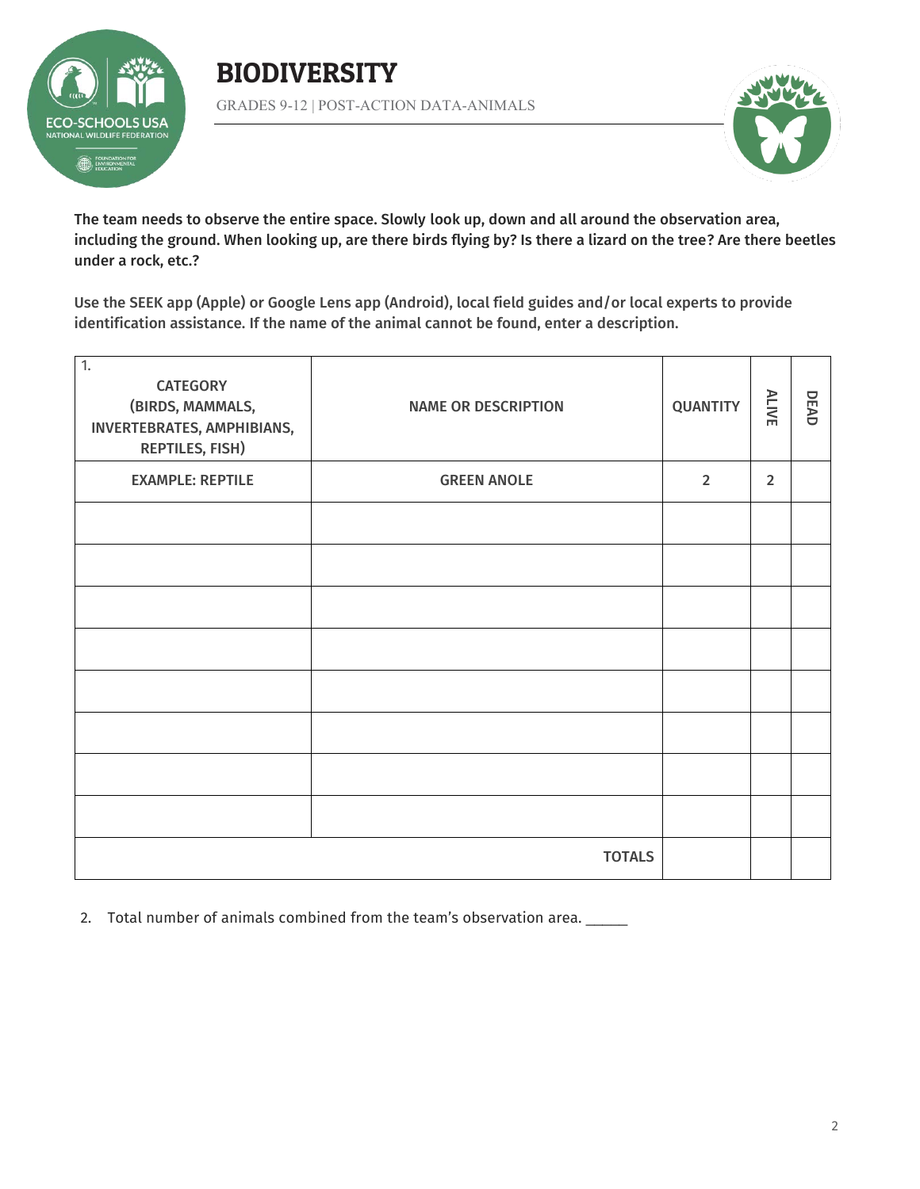# BIODIVERSITY

GRADES 9-12 | POST-ACTION DATA-ANIMALS

**The team needs to observe the entire space. Slowly look up, down and all around the observation area, including the ground. When looking up, are there birds flying by? Is there a lizard on the tree? Are there beetles under a rock, etc.?**

**Use the SEEK app (Apple) or Google Lens app (Android), local field guides and/or local experts to provide identification assistance. If the name of the animal cannot be found, enter a description.**

| 1. CATEGORY (BIRDS, MAMMALS, INVERTEBRATES, AMPHIBIANS, REPTILES, FISH) | NAME OR DESCRIPTION | QUANTITY | ALIVE | DEAD |
|---|---|---|---|---|
| EXAMPLE: REPTILE | GREEN ANOLE | 2 | 2 | |
| | | | | |
| | | | | |
| | | | | |
| | | | | |
| | | | | |
| | | | | |
| | | | | |
| | | | | |
| | TOTALS | | | |

2. Total number of animals combined from the team's observation area. _____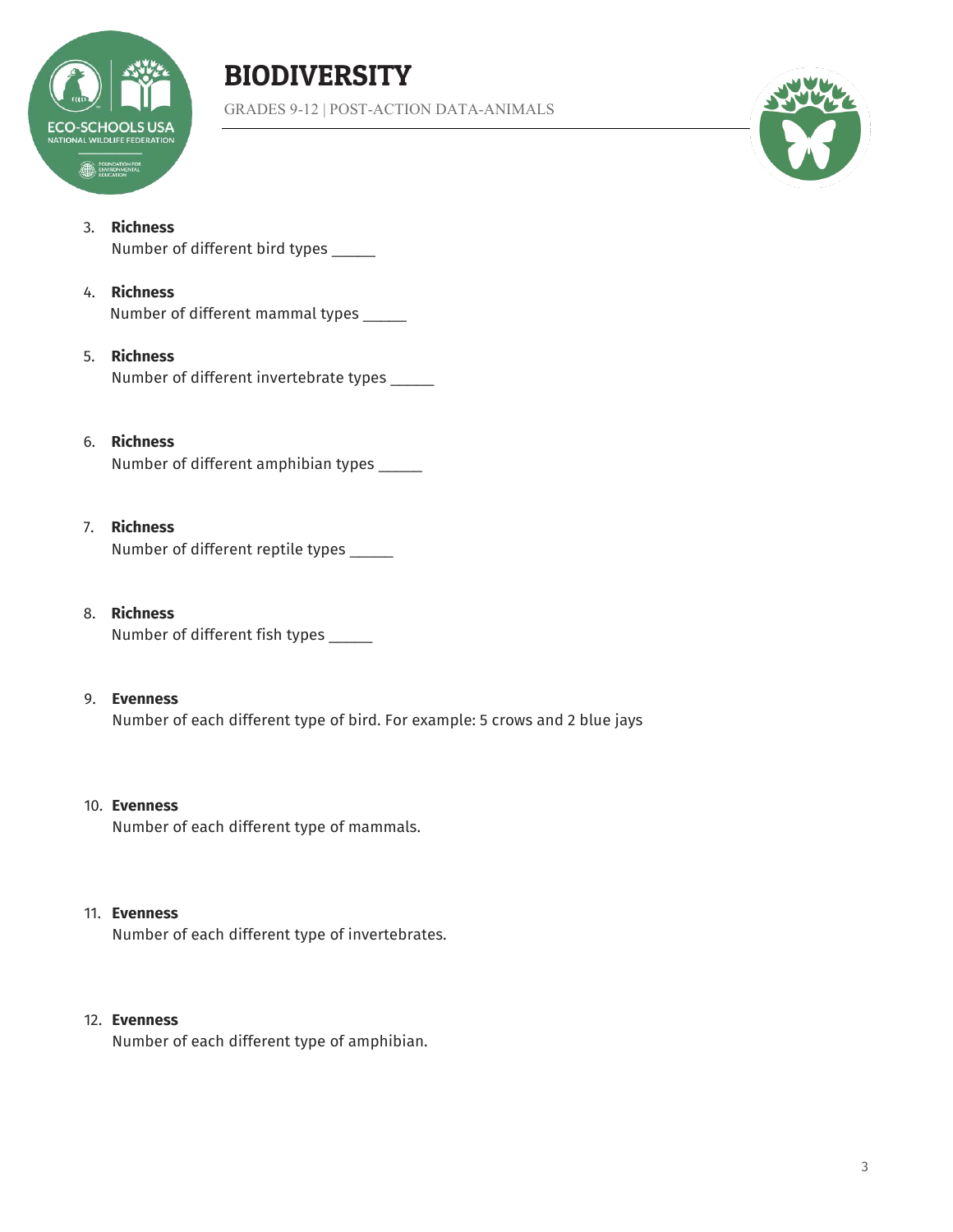3. **Richness**
   Number of different bird types _____

4. **Richness**
   Number of different mammal types _____

5. **Richness**
   Number of different invertebrate types _____

6. **Richness**
   Number of different amphibian types _____

7. **Richness**
   Number of different reptile types _____

8. **Richness**
   Number of different fish types _____

9. **Evenness**
   Number of each different type of bird. For example: 5 crows and 2 blue jays

10. **Evenness**
    Number of each different type of mammals.

11. **Evenness**
    Number of each different type of invertebrates.

12. **Evenness**
    Number of each different type of amphibian.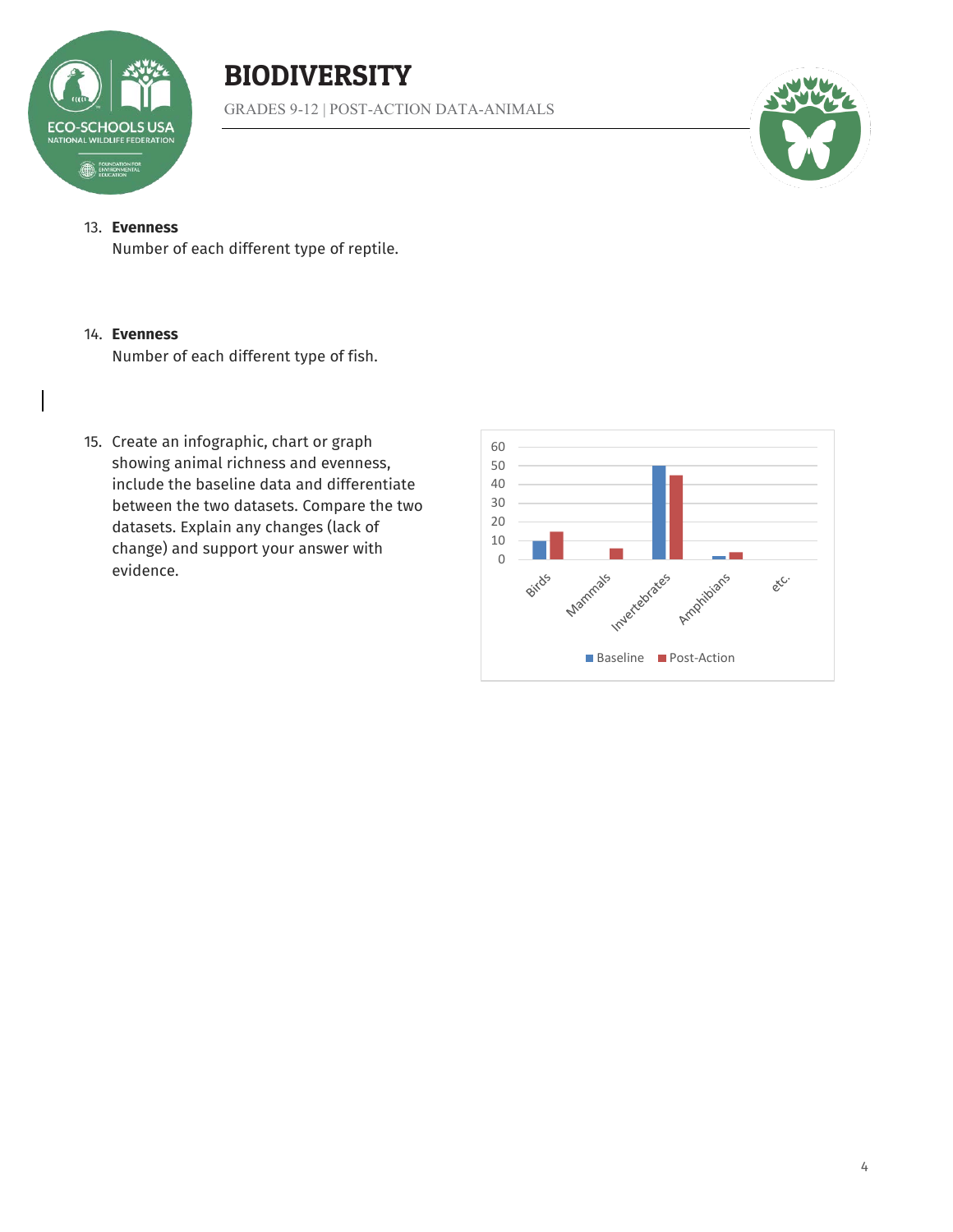13. **Evenness**
    Number of each different type of reptile.

14. **Evenness**
    Number of each different type of fish.

15. Create an infographic, chart or graph showing animal richness and evenness, include the baseline data and differentiate between the two datasets. Compare the two datasets. Explain any changes (lack of change) and support your answer with evidence.

60
50
40
30
20
10
0
Birds
Mammals
Invertebrates
Amphibians
etc.
Baseline
Post-Action